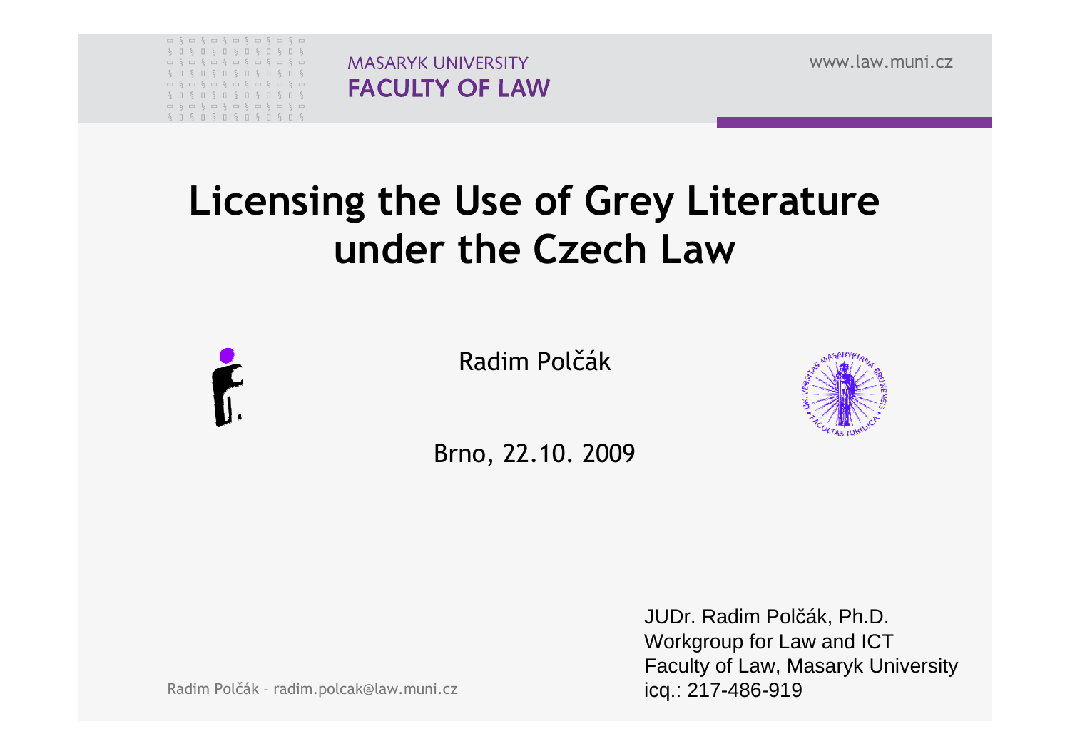MASARYK UNIVERSITY
**FACULTY OF LAW**

www.law.muni.cz

# Licensing the Use of Grey Literature under the Czech Law

Radim Polčák

Brno, 22.10. 2009

JUDr. Radim Polčák, Ph.D.
Workgroup for Law and ICT
Faculty of Law, Masaryk University
icq.: 217-486-919

Radim Polčák – radim.polcak@law.muni.cz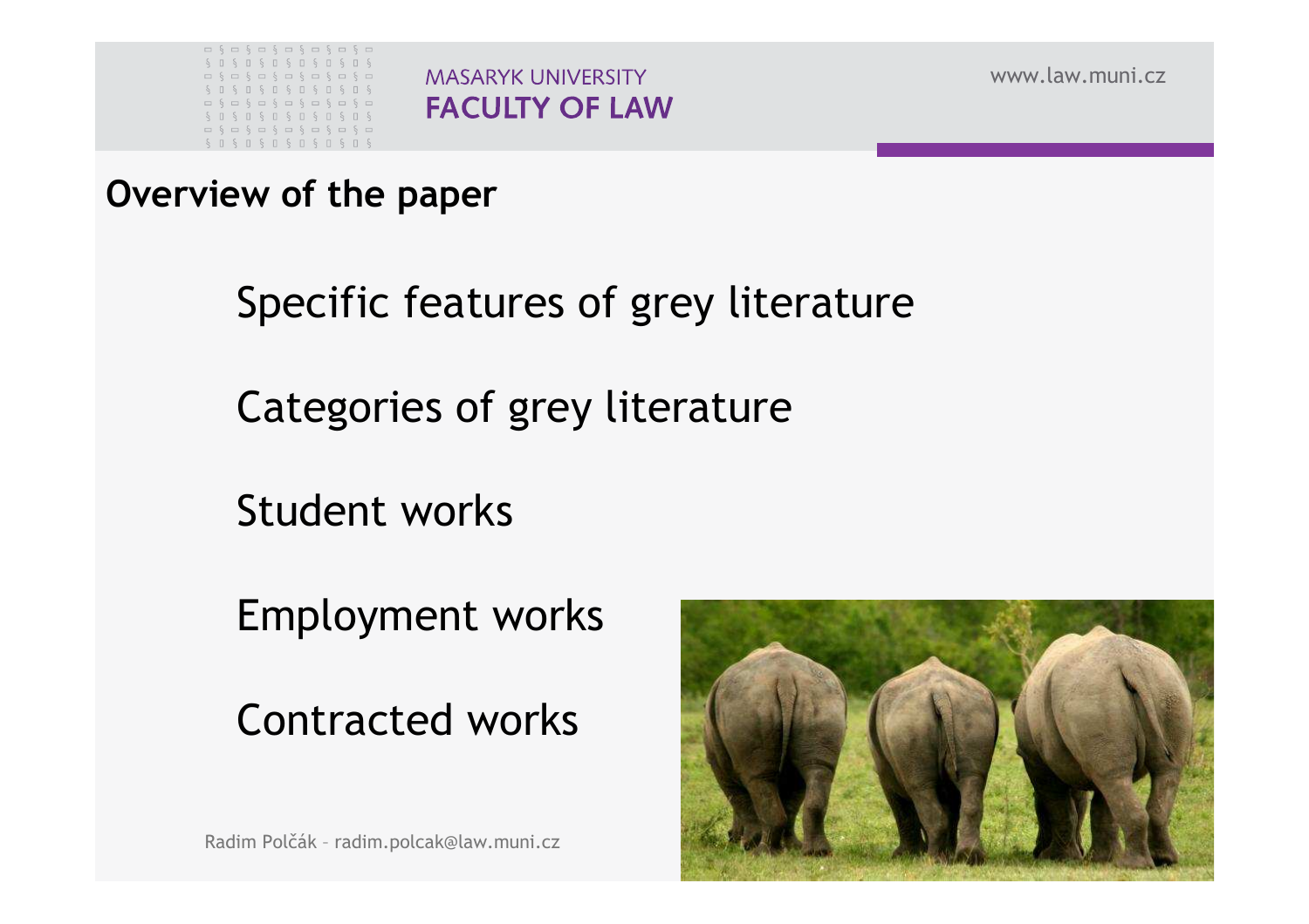## Overview of the paper

Specific features of grey literature

Categories of grey literature

Student works

Employment works

Contracted works

Radim Polčák – radim.polcak@law.muni.cz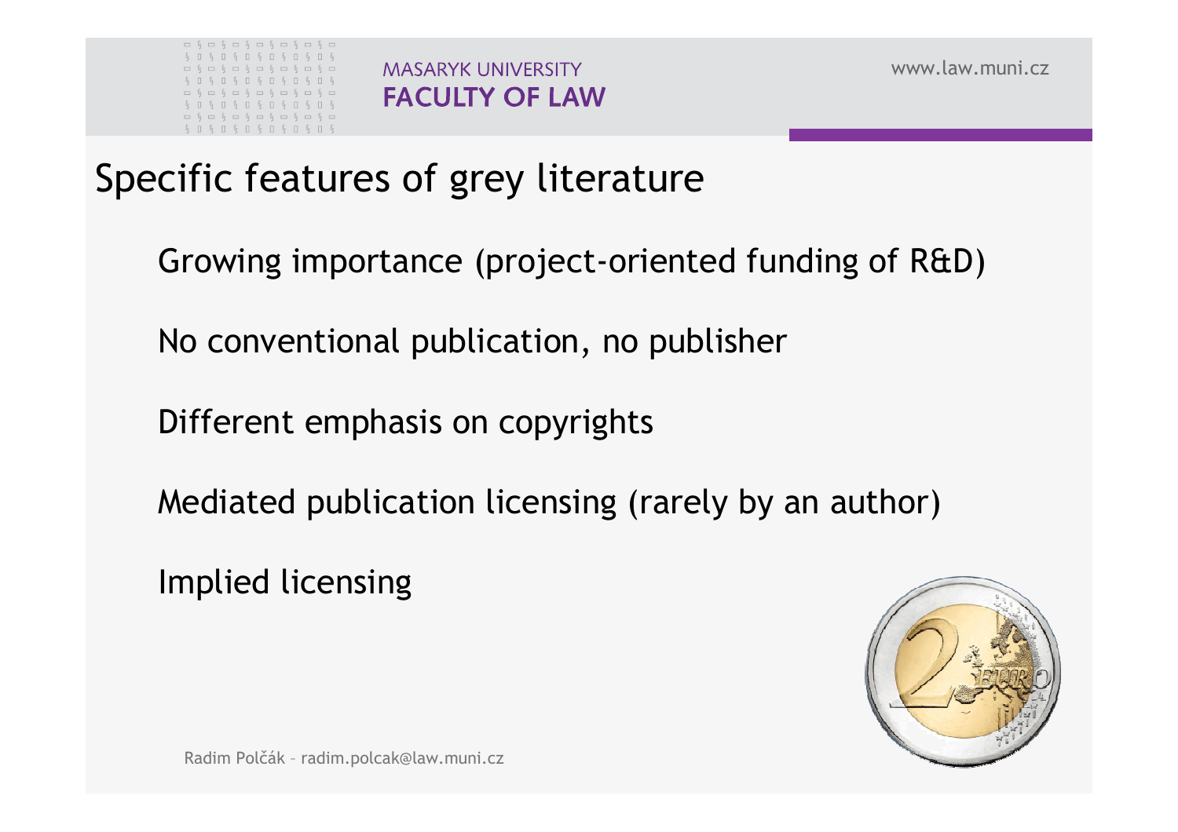# Specific features of grey literature

- Growing importance (project-oriented funding of R&D)
- No conventional publication, no publisher
- Different emphasis on copyrights
- Mediated publication licensing (rarely by an author)
- Implied licensing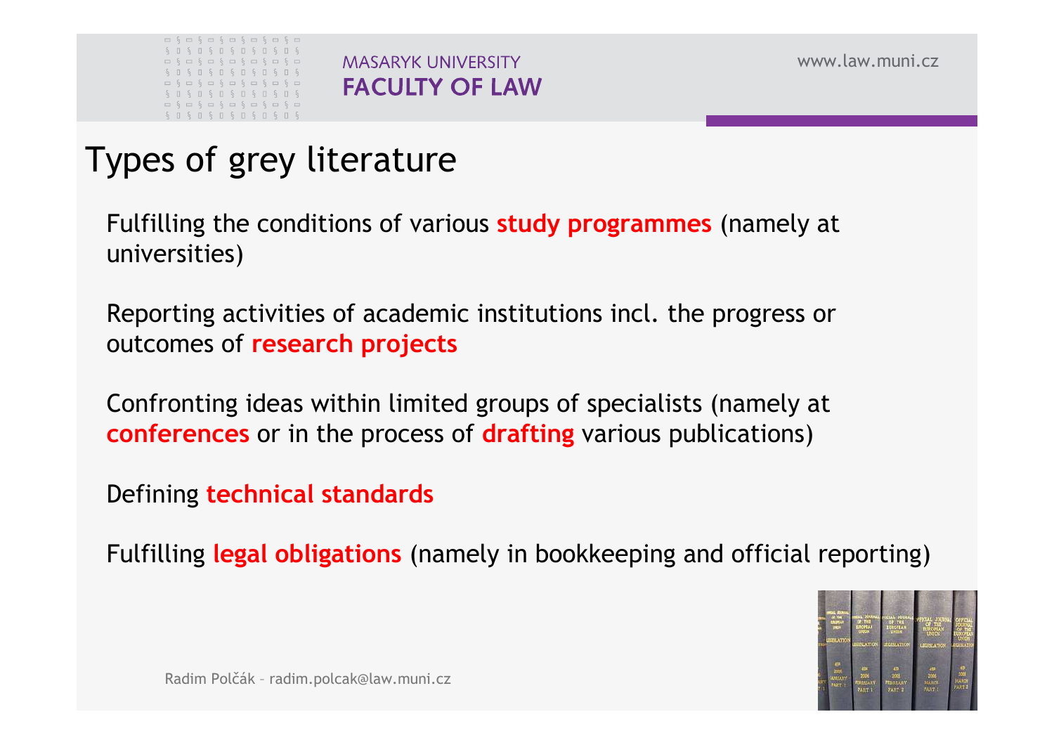# Types of grey literature

Fulfilling the conditions of various **study programmes** (namely at universities)

Reporting activities of academic institutions incl. the progress or outcomes of **research projects**

Confronting ideas within limited groups of specialists (namely at **conferences** or in the process of **drafting** various publications)

Defining **technical standards**

Fulfilling **legal obligations** (namely in bookkeeping and official reporting)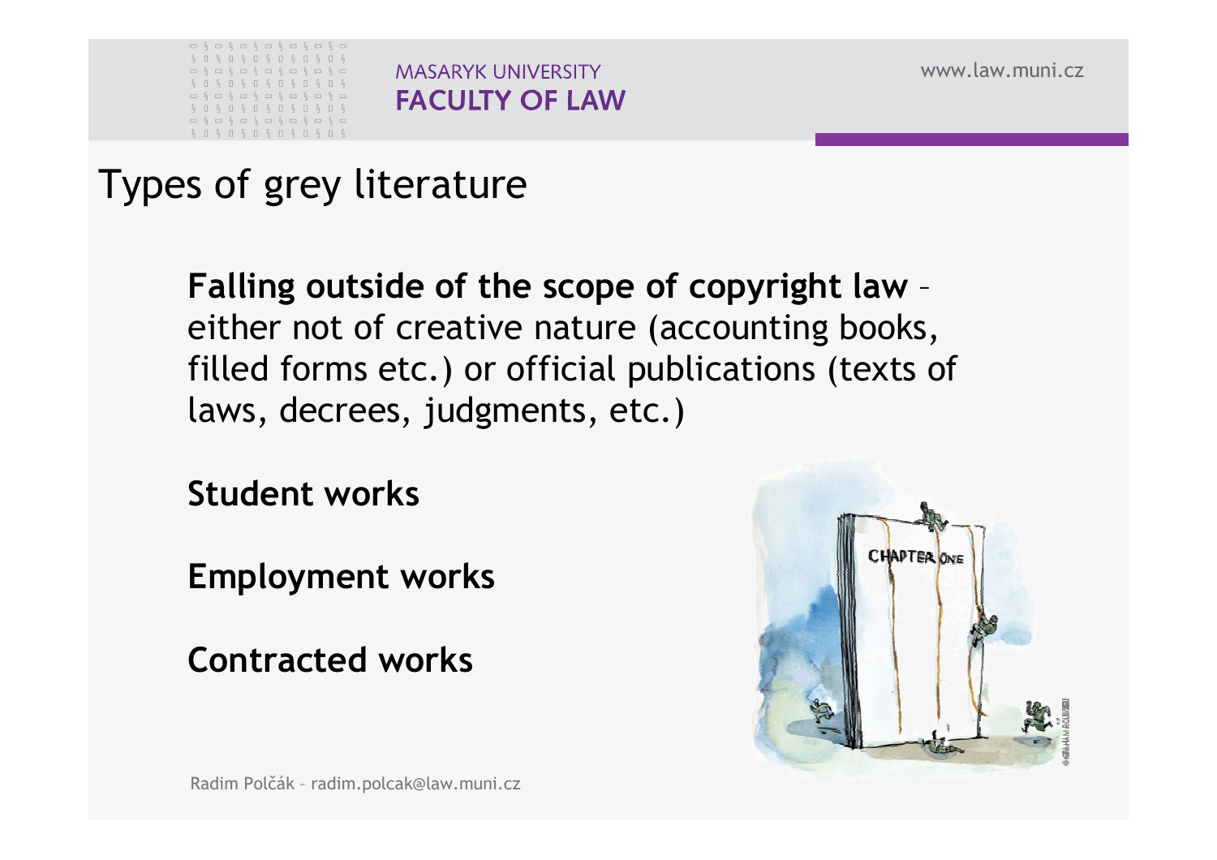# Types of grey literature

**Falling outside of the scope of copyright law** – either not of creative nature (accounting books, filled forms etc.) or official publications (texts of laws, decrees, judgments, etc.)

**Student works**

**Employment works**

**Contracted works**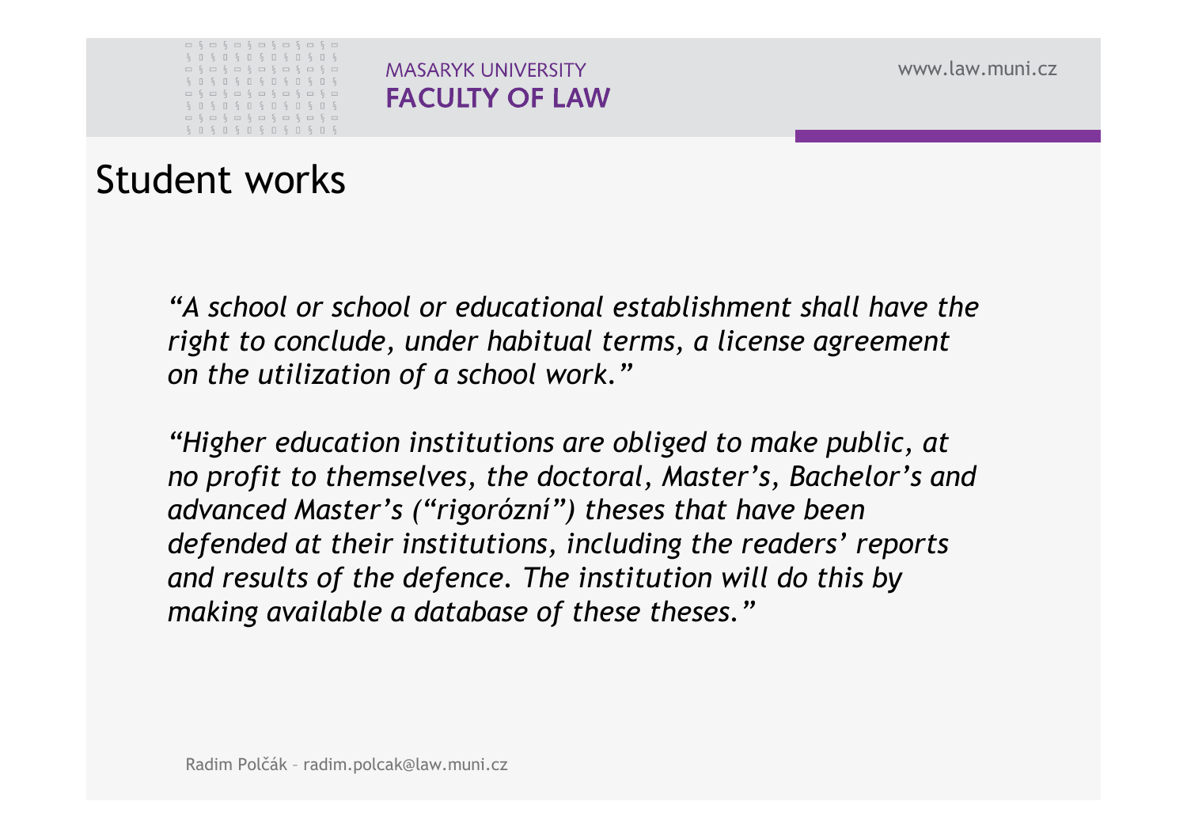# Student works

*"A school or school or educational establishment shall have the right to conclude, under habitual terms, a license agreement on the utilization of a school work."*

*"Higher education institutions are obliged to make public, at no profit to themselves, the doctoral, Master's, Bachelor's and advanced Master's ("rigorózní") theses that have been defended at their institutions, including the readers' reports and results of the defence. The institution will do this by making available a database of these theses."*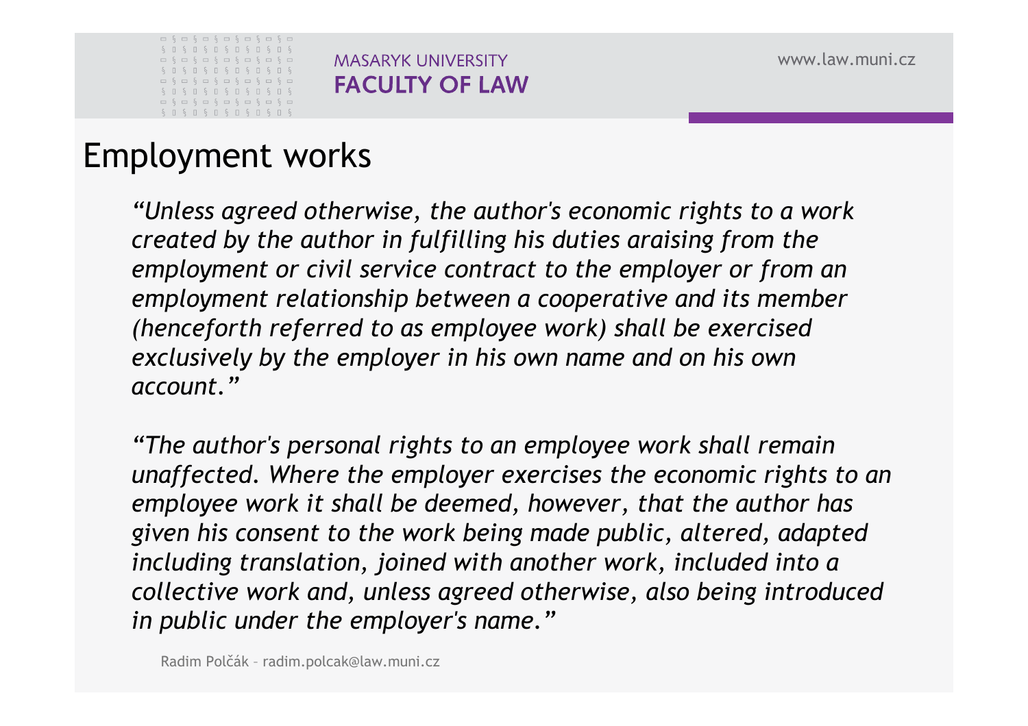# Employment works

*"Unless agreed otherwise, the author's economic rights to a work created by the author in fulfilling his duties araising from the employment or civil service contract to the employer or from an employment relationship between a cooperative and its member (henceforth referred to as employee work) shall be exercised exclusively by the employer in his own name and on his own account."*

*"The author's personal rights to an employee work shall remain unaffected. Where the employer exercises the economic rights to an employee work it shall be deemed, however, that the author has given his consent to the work being made public, altered, adapted including translation, joined with another work, included into a collective work and, unless agreed otherwise, also being introduced in public under the employer's name."*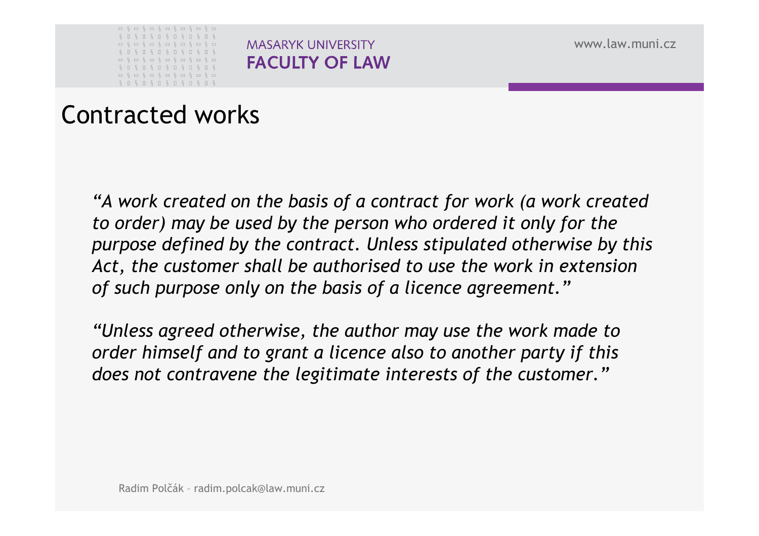# Contracted works

*"A work created on the basis of a contract for work (a work created to order) may be used by the person who ordered it only for the purpose defined by the contract. Unless stipulated otherwise by this Act, the customer shall be authorised to use the work in extension of such purpose only on the basis of a licence agreement."*

*"Unless agreed otherwise, the author may use the work made to order himself and to grant a licence also to another party if this does not contravene the legitimate interests of the customer."*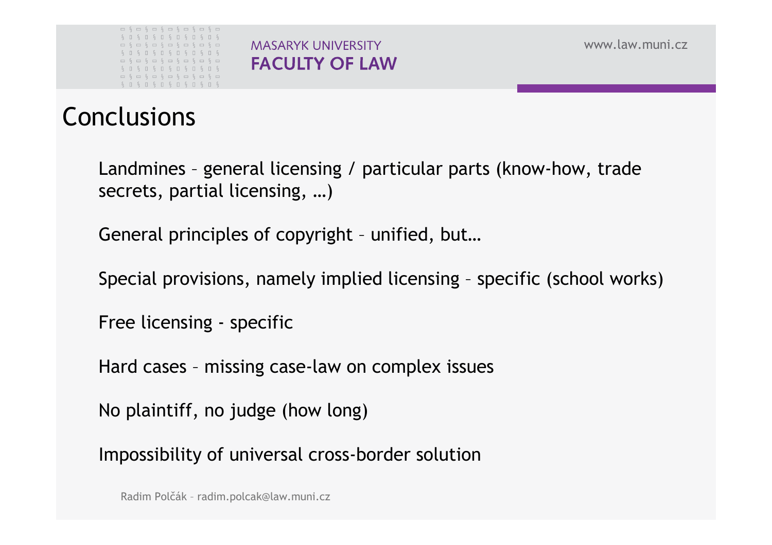# Conclusions

Landmines – general licensing / particular parts (know-how, trade secrets, partial licensing, …)

General principles of copyright – unified, but…

Special provisions, namely implied licensing – specific (school works)

Free licensing - specific

Hard cases – missing case-law on complex issues

No plaintiff, no judge (how long)

Impossibility of universal cross-border solution

Radim Polčák – radim.polcak@law.muni.cz